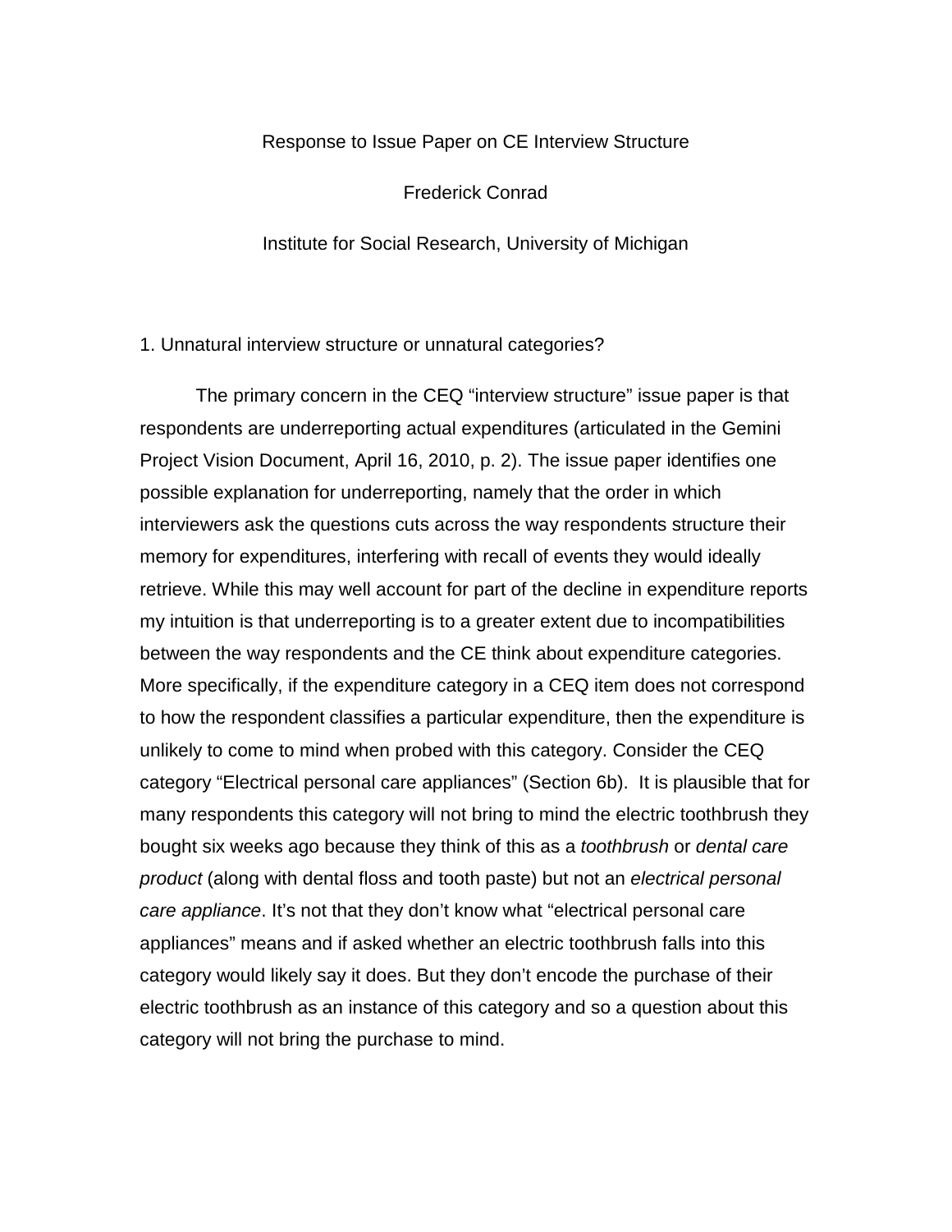# Response to Issue Paper on CE Interview Structure

Frederick Conrad

Institute for Social Research, University of Michigan

## 1. Unnatural interview structure or unnatural categories?

The primary concern in the CEQ "interview structure" issue paper is that respondents are underreporting actual expenditures (articulated in the Gemini Project Vision Document, April 16, 2010, p. 2). The issue paper identifies one possible explanation for underreporting, namely that the order in which interviewers ask the questions cuts across the way respondents structure their memory for expenditures, interfering with recall of events they would ideally retrieve. While this may well account for part of the decline in expenditure reports my intuition is that underreporting is to a greater extent due to incompatibilities between the way respondents and the CE think about expenditure categories. More specifically, if the expenditure category in a CEQ item does not correspond to how the respondent classifies a particular expenditure, then the expenditure is unlikely to come to mind when probed with this category. Consider the CEQ category "Electrical personal care appliances" (Section 6b). It is plausible that for many respondents this category will not bring to mind the electric toothbrush they bought six weeks ago because they think of this as a *toothbrush* or *dental care product* (along with dental floss and tooth paste) but not an *electrical personal care appliance*. It's not that they don't know what "electrical personal care appliances" means and if asked whether an electric toothbrush falls into this category would likely say it does. But they don't encode the purchase of their electric toothbrush as an instance of this category and so a question about this category will not bring the purchase to mind.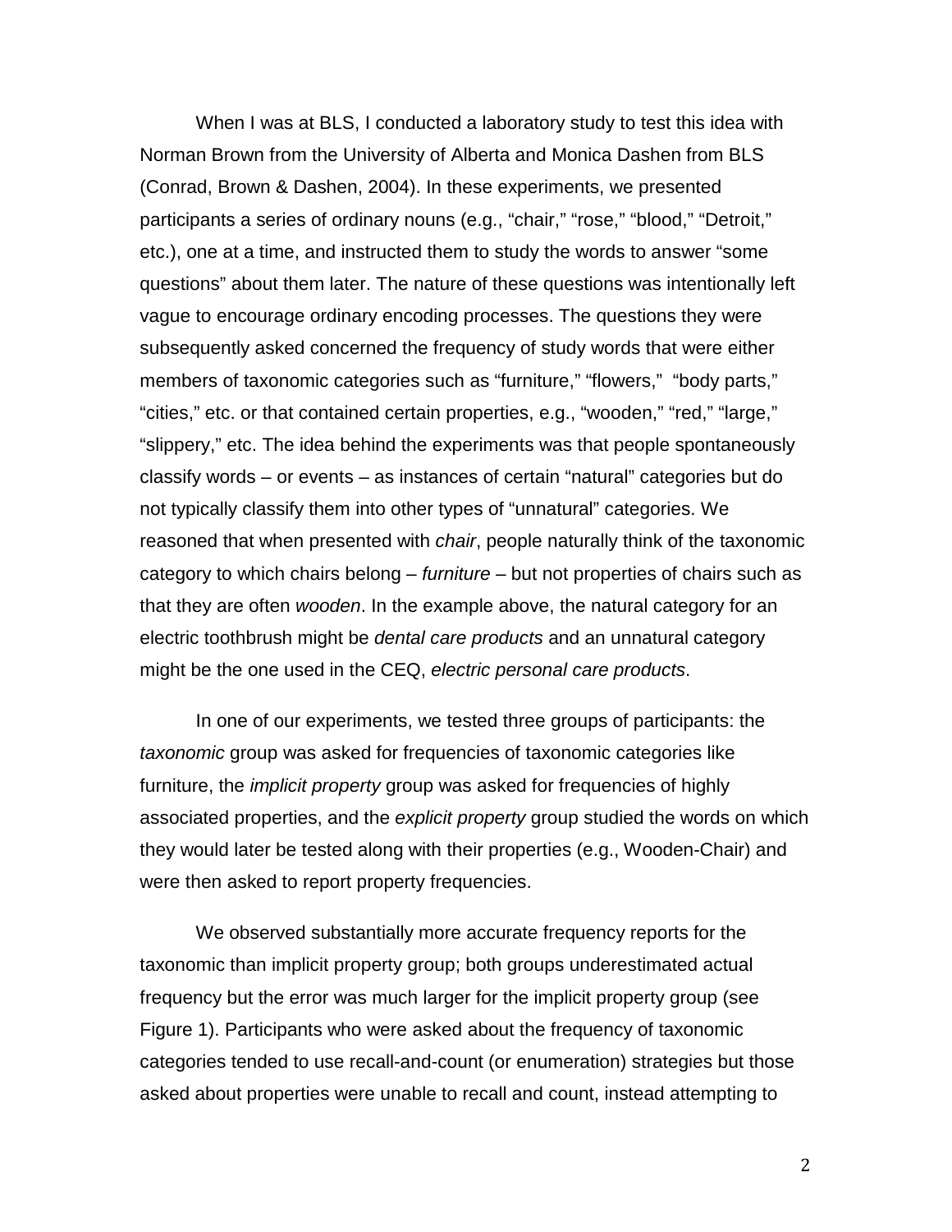When I was at BLS, I conducted a laboratory study to test this idea with Norman Brown from the University of Alberta and Monica Dashen from BLS (Conrad, Brown & Dashen, 2004). In these experiments, we presented participants a series of ordinary nouns (e.g., "chair," "rose," "blood," "Detroit," etc.), one at a time, and instructed them to study the words to answer "some questions" about them later. The nature of these questions was intentionally left vague to encourage ordinary encoding processes. The questions they were subsequently asked concerned the frequency of study words that were either members of taxonomic categories such as "furniture," "flowers," "body parts," "cities," etc. or that contained certain properties, e.g., "wooden," "red," "large," "slippery," etc. The idea behind the experiments was that people spontaneously classify words – or events – as instances of certain "natural" categories but do not typically classify them into other types of "unnatural" categories. We reasoned that when presented with *chair*, people naturally think of the taxonomic category to which chairs belong – *furniture* – but not properties of chairs such as that they are often *wooden*. In the example above, the natural category for an electric toothbrush might be *dental care products* and an unnatural category might be the one used in the CEQ, *electric personal care products*.

In one of our experiments, we tested three groups of participants: the *taxonomic* group was asked for frequencies of taxonomic categories like furniture, the *implicit property* group was asked for frequencies of highly associated properties, and the *explicit property* group studied the words on which they would later be tested along with their properties (e.g., Wooden-Chair) and were then asked to report property frequencies.

We observed substantially more accurate frequency reports for the taxonomic than implicit property group; both groups underestimated actual frequency but the error was much larger for the implicit property group (see Figure 1). Participants who were asked about the frequency of taxonomic categories tended to use recall-and-count (or enumeration) strategies but those asked about properties were unable to recall and count, instead attempting to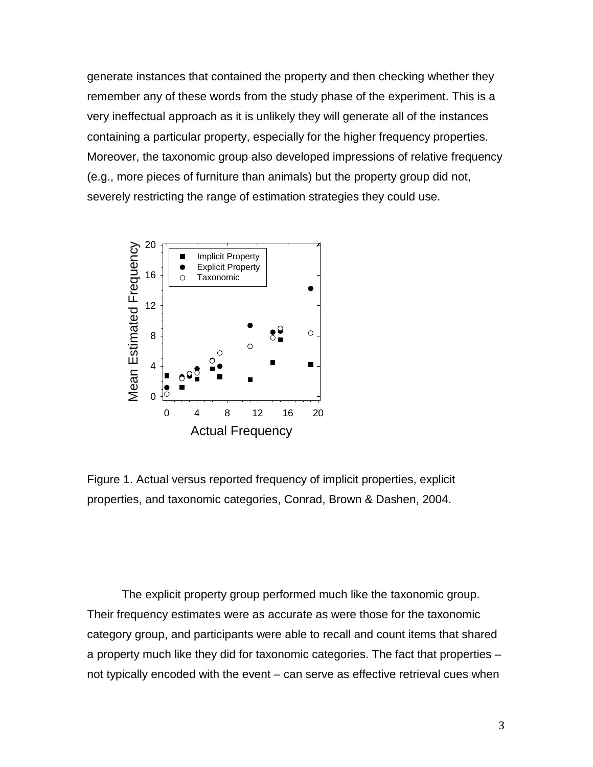generate instances that contained the property and then checking whether they remember any of these words from the study phase of the experiment. This is a very ineffectual approach as it is unlikely they will generate all of the instances containing a particular property, especially for the higher frequency properties. Moreover, the taxonomic group also developed impressions of relative frequency (e.g., more pieces of furniture than animals) but the property group did not, severely restricting the range of estimation strategies they could use.

Figure 1. Actual versus reported frequency of implicit properties, explicit properties, and taxonomic categories, Conrad, Brown & Dashen, 2004.

The explicit property group performed much like the taxonomic group. Their frequency estimates were as accurate as were those for the taxonomic category group, and participants were able to recall and count items that shared a property much like they did for taxonomic categories. The fact that properties – not typically encoded with the event – can serve as effective retrieval cues when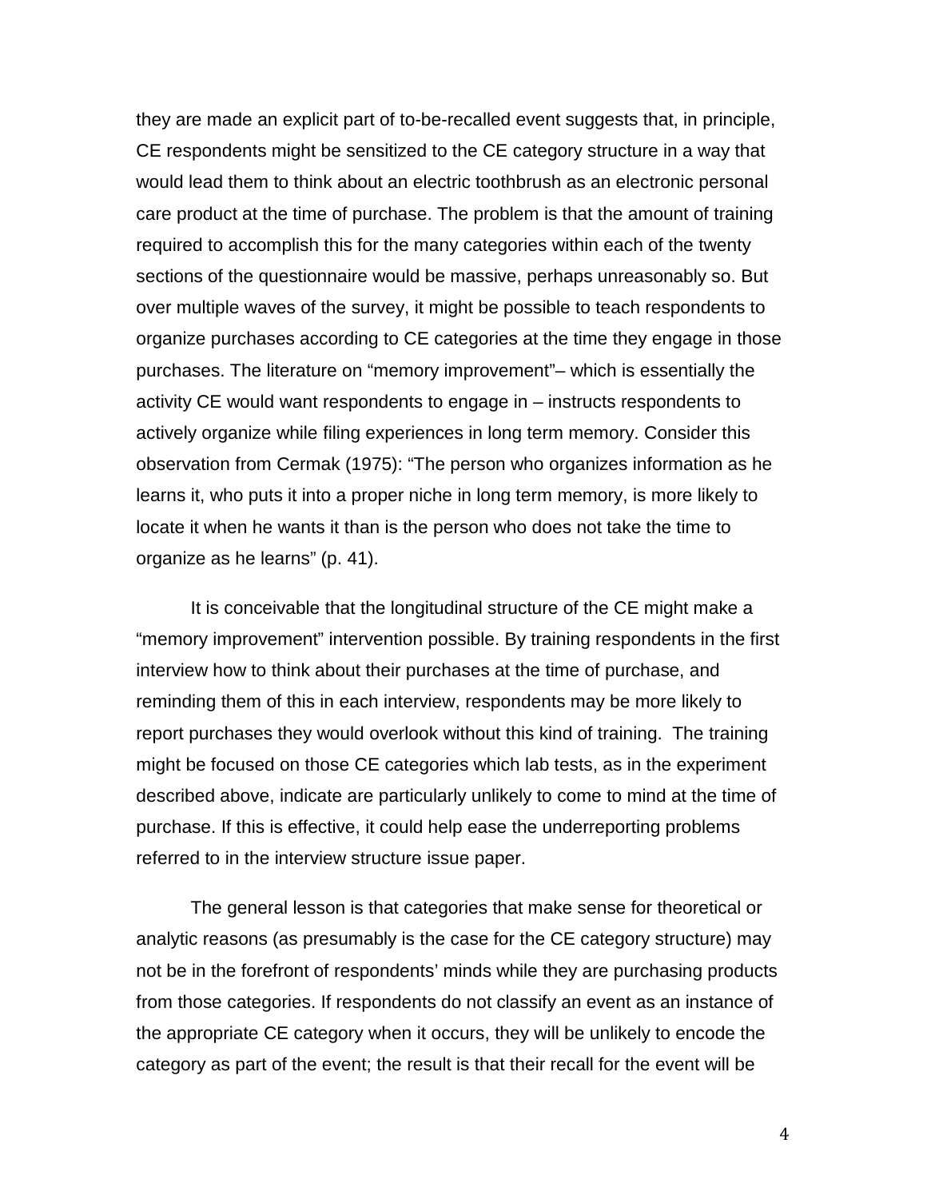they are made an explicit part of to-be-recalled event suggests that, in principle, CE respondents might be sensitized to the CE category structure in a way that would lead them to think about an electric toothbrush as an electronic personal care product at the time of purchase. The problem is that the amount of training required to accomplish this for the many categories within each of the twenty sections of the questionnaire would be massive, perhaps unreasonably so. But over multiple waves of the survey, it might be possible to teach respondents to organize purchases according to CE categories at the time they engage in those purchases. The literature on "memory improvement"– which is essentially the activity CE would want respondents to engage in – instructs respondents to actively organize while filing experiences in long term memory. Consider this observation from Cermak (1975): "The person who organizes information as he learns it, who puts it into a proper niche in long term memory, is more likely to locate it when he wants it than is the person who does not take the time to organize as he learns" (p. 41).

It is conceivable that the longitudinal structure of the CE might make a "memory improvement" intervention possible. By training respondents in the first interview how to think about their purchases at the time of purchase, and reminding them of this in each interview, respondents may be more likely to report purchases they would overlook without this kind of training. The training might be focused on those CE categories which lab tests, as in the experiment described above, indicate are particularly unlikely to come to mind at the time of purchase. If this is effective, it could help ease the underreporting problems referred to in the interview structure issue paper.

The general lesson is that categories that make sense for theoretical or analytic reasons (as presumably is the case for the CE category structure) may not be in the forefront of respondents' minds while they are purchasing products from those categories. If respondents do not classify an event as an instance of the appropriate CE category when it occurs, they will be unlikely to encode the category as part of the event; the result is that their recall for the event will be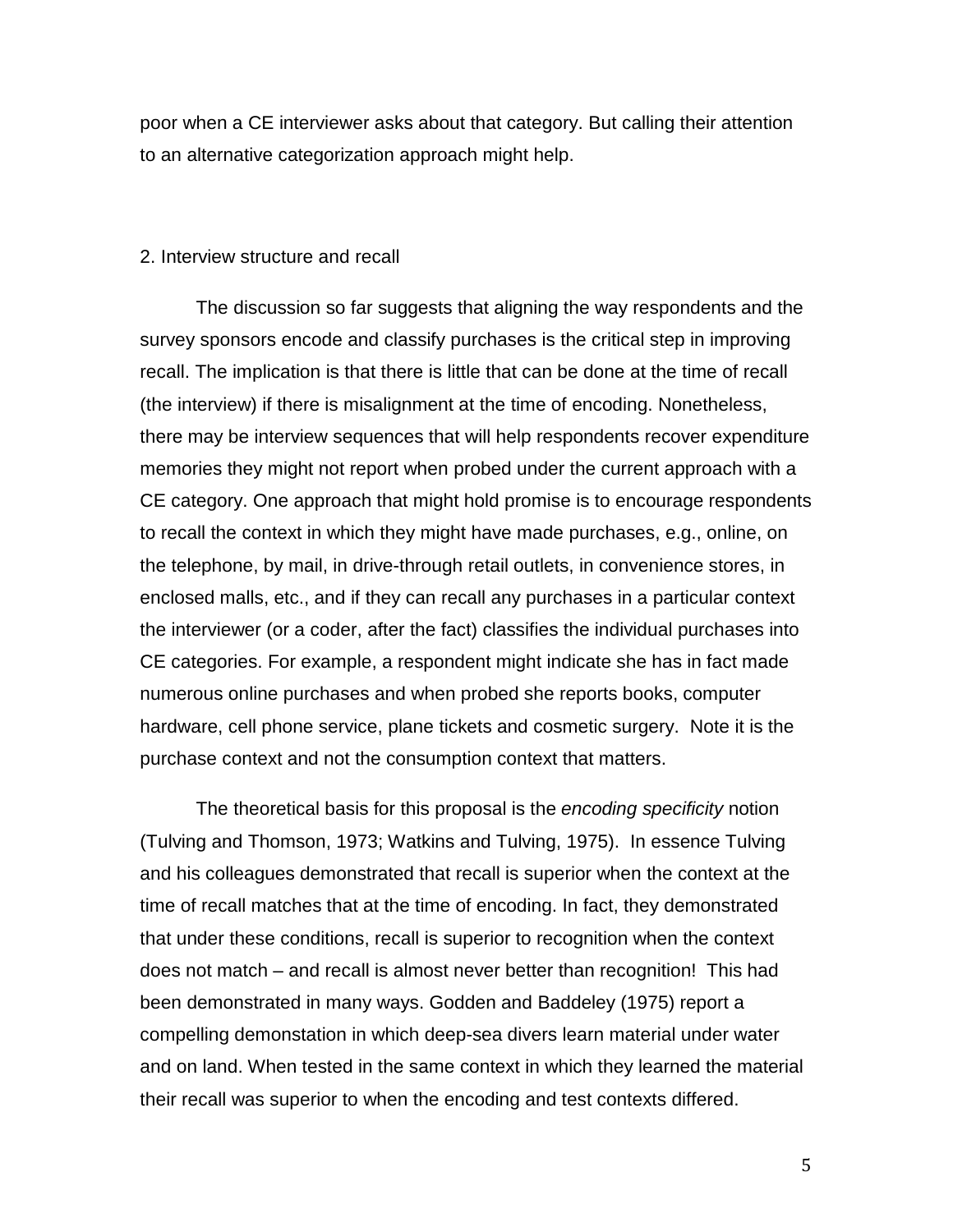poor when a CE interviewer asks about that category. But calling their attention to an alternative categorization approach might help.

## 2. Interview structure and recall

The discussion so far suggests that aligning the way respondents and the survey sponsors encode and classify purchases is the critical step in improving recall. The implication is that there is little that can be done at the time of recall (the interview) if there is misalignment at the time of encoding. Nonetheless, there may be interview sequences that will help respondents recover expenditure memories they might not report when probed under the current approach with a CE category. One approach that might hold promise is to encourage respondents to recall the context in which they might have made purchases, e.g., online, on the telephone, by mail, in drive-through retail outlets, in convenience stores, in enclosed malls, etc., and if they can recall any purchases in a particular context the interviewer (or a coder, after the fact) classifies the individual purchases into CE categories. For example, a respondent might indicate she has in fact made numerous online purchases and when probed she reports books, computer hardware, cell phone service, plane tickets and cosmetic surgery. Note it is the purchase context and not the consumption context that matters.

The theoretical basis for this proposal is the *encoding specificity* notion (Tulving and Thomson, 1973; Watkins and Tulving, 1975). In essence Tulving and his colleagues demonstrated that recall is superior when the context at the time of recall matches that at the time of encoding. In fact, they demonstrated that under these conditions, recall is superior to recognition when the context does not match – and recall is almost never better than recognition! This had been demonstrated in many ways. Godden and Baddeley (1975) report a compelling demonstation in which deep-sea divers learn material under water and on land. When tested in the same context in which they learned the material their recall was superior to when the encoding and test contexts differed.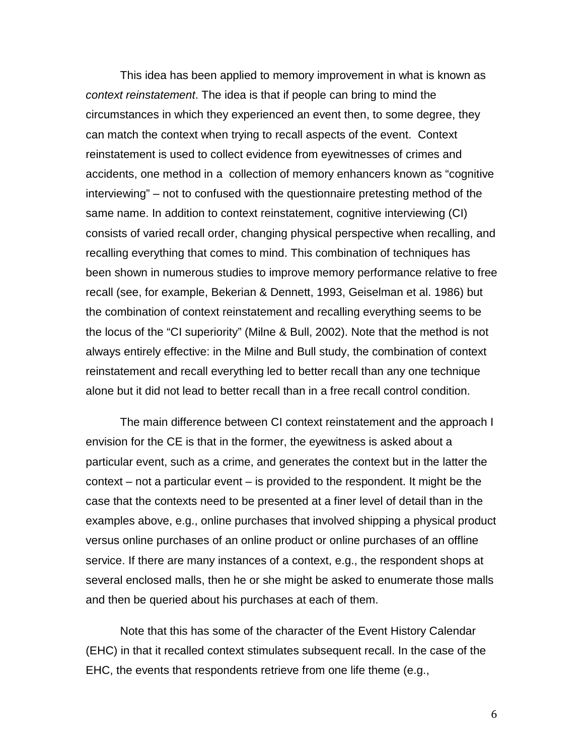This idea has been applied to memory improvement in what is known as *context reinstatement*. The idea is that if people can bring to mind the circumstances in which they experienced an event then, to some degree, they can match the context when trying to recall aspects of the event. Context reinstatement is used to collect evidence from eyewitnesses of crimes and accidents, one method in a collection of memory enhancers known as "cognitive interviewing" – not to confused with the questionnaire pretesting method of the same name. In addition to context reinstatement, cognitive interviewing (CI) consists of varied recall order, changing physical perspective when recalling, and recalling everything that comes to mind. This combination of techniques has been shown in numerous studies to improve memory performance relative to free recall (see, for example, Bekerian & Dennett, 1993, Geiselman et al. 1986) but the combination of context reinstatement and recalling everything seems to be the locus of the "CI superiority" (Milne & Bull, 2002). Note that the method is not always entirely effective: in the Milne and Bull study, the combination of context reinstatement and recall everything led to better recall than any one technique alone but it did not lead to better recall than in a free recall control condition.

The main difference between CI context reinstatement and the approach I envision for the CE is that in the former, the eyewitness is asked about a particular event, such as a crime, and generates the context but in the latter the context – not a particular event – is provided to the respondent. It might be the case that the contexts need to be presented at a finer level of detail than in the examples above, e.g., online purchases that involved shipping a physical product versus online purchases of an online product or online purchases of an offline service. If there are many instances of a context, e.g., the respondent shops at several enclosed malls, then he or she might be asked to enumerate those malls and then be queried about his purchases at each of them.

Note that this has some of the character of the Event History Calendar (EHC) in that it recalled context stimulates subsequent recall. In the case of the EHC, the events that respondents retrieve from one life theme (e.g.,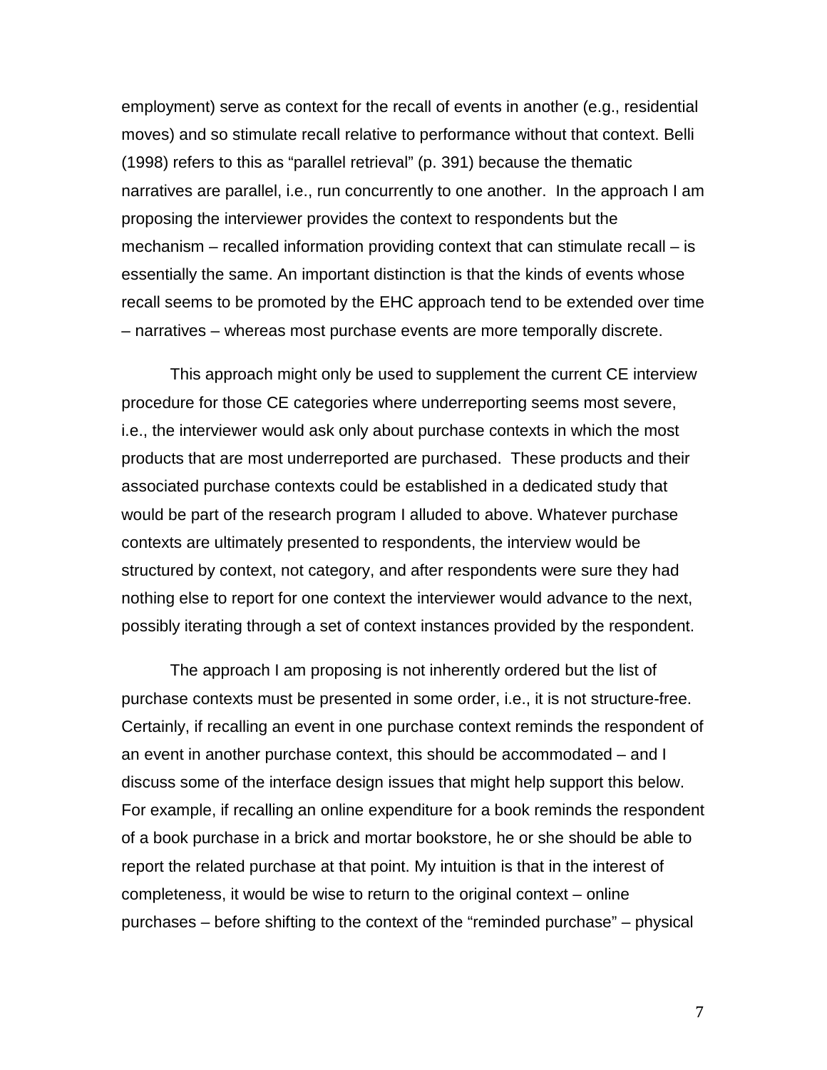employment) serve as context for the recall of events in another (e.g., residential moves) and so stimulate recall relative to performance without that context. Belli (1998) refers to this as "parallel retrieval" (p. 391) because the thematic narratives are parallel, i.e., run concurrently to one another. In the approach I am proposing the interviewer provides the context to respondents but the mechanism – recalled information providing context that can stimulate recall – is essentially the same. An important distinction is that the kinds of events whose recall seems to be promoted by the EHC approach tend to be extended over time – narratives – whereas most purchase events are more temporally discrete.

This approach might only be used to supplement the current CE interview procedure for those CE categories where underreporting seems most severe, i.e., the interviewer would ask only about purchase contexts in which the most products that are most underreported are purchased. These products and their associated purchase contexts could be established in a dedicated study that would be part of the research program I alluded to above. Whatever purchase contexts are ultimately presented to respondents, the interview would be structured by context, not category, and after respondents were sure they had nothing else to report for one context the interviewer would advance to the next, possibly iterating through a set of context instances provided by the respondent.

The approach I am proposing is not inherently ordered but the list of purchase contexts must be presented in some order, i.e., it is not structure-free. Certainly, if recalling an event in one purchase context reminds the respondent of an event in another purchase context, this should be accommodated – and I discuss some of the interface design issues that might help support this below. For example, if recalling an online expenditure for a book reminds the respondent of a book purchase in a brick and mortar bookstore, he or she should be able to report the related purchase at that point. My intuition is that in the interest of completeness, it would be wise to return to the original context – online purchases – before shifting to the context of the "reminded purchase" – physical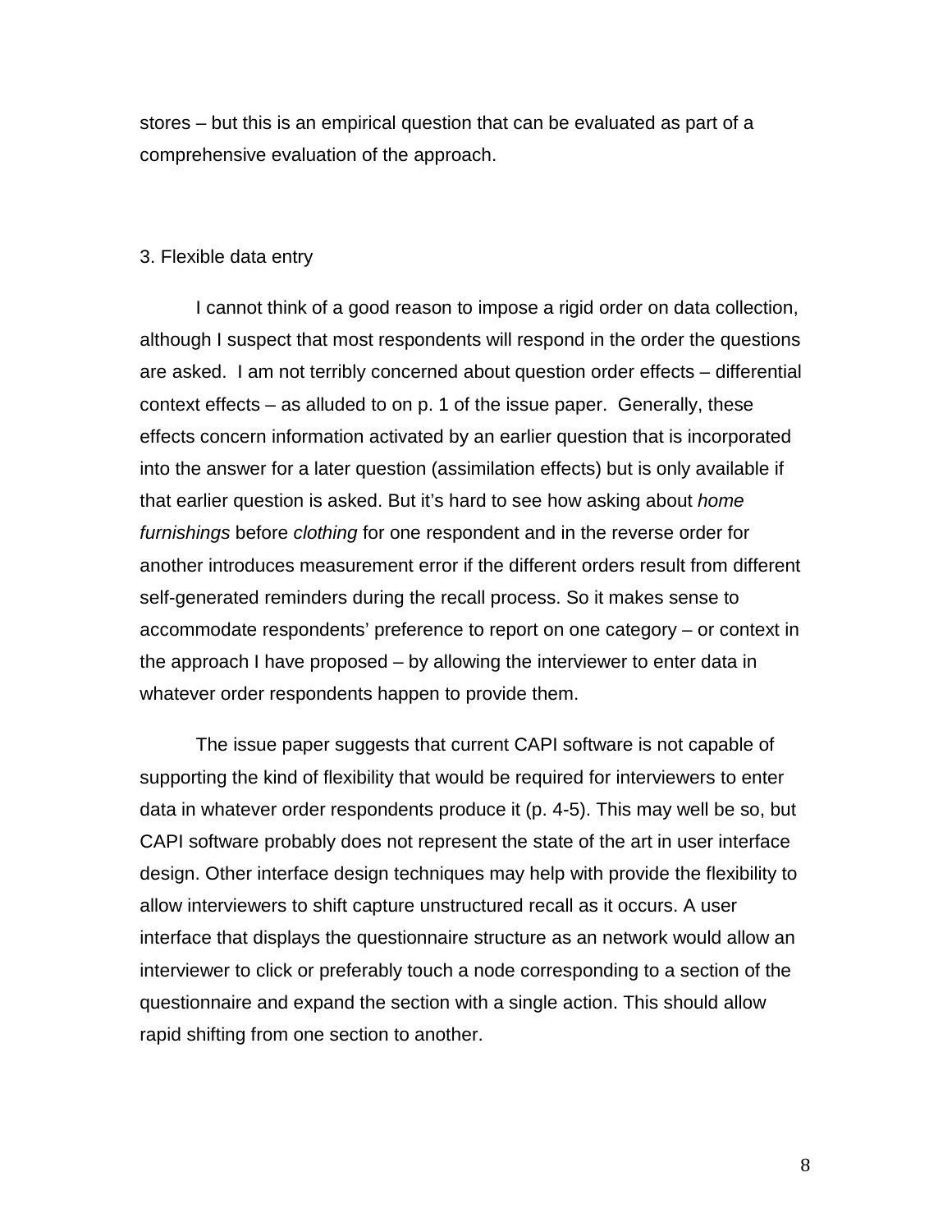stores – but this is an empirical question that can be evaluated as part of a comprehensive evaluation of the approach.

3. Flexible data entry

I cannot think of a good reason to impose a rigid order on data collection, although I suspect that most respondents will respond in the order the questions are asked. I am not terribly concerned about question order effects – differential context effects – as alluded to on p. 1 of the issue paper. Generally, these effects concern information activated by an earlier question that is incorporated into the answer for a later question (assimilation effects) but is only available if that earlier question is asked. But it's hard to see how asking about *home furnishings* before *clothing* for one respondent and in the reverse order for another introduces measurement error if the different orders result from different self-generated reminders during the recall process. So it makes sense to accommodate respondents' preference to report on one category – or context in the approach I have proposed – by allowing the interviewer to enter data in whatever order respondents happen to provide them.

The issue paper suggests that current CAPI software is not capable of supporting the kind of flexibility that would be required for interviewers to enter data in whatever order respondents produce it (p. 4-5). This may well be so, but CAPI software probably does not represent the state of the art in user interface design. Other interface design techniques may help with provide the flexibility to allow interviewers to shift capture unstructured recall as it occurs. A user interface that displays the questionnaire structure as an network would allow an interviewer to click or preferably touch a node corresponding to a section of the questionnaire and expand the section with a single action. This should allow rapid shifting from one section to another.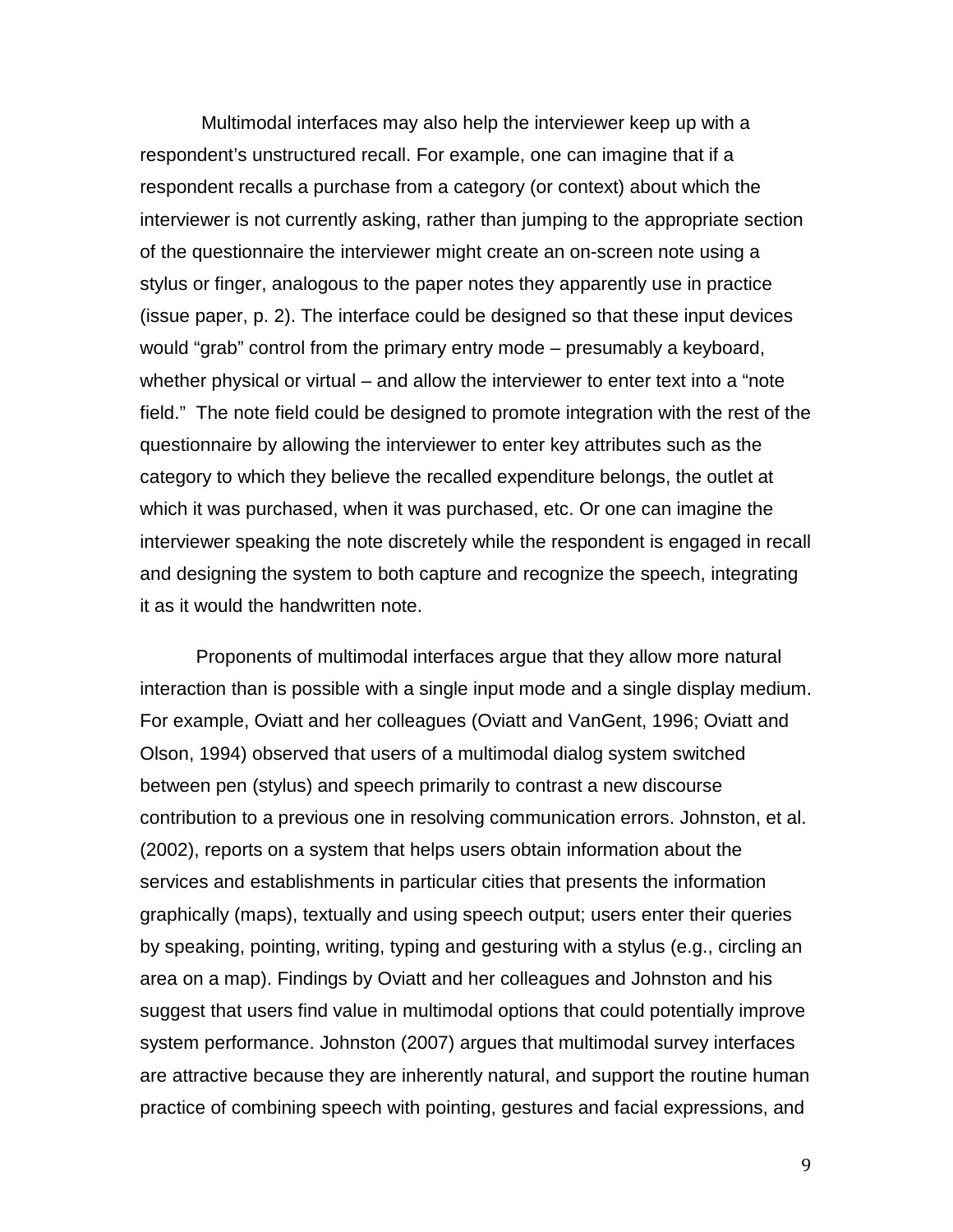Multimodal interfaces may also help the interviewer keep up with a respondent's unstructured recall. For example, one can imagine that if a respondent recalls a purchase from a category (or context) about which the interviewer is not currently asking, rather than jumping to the appropriate section of the questionnaire the interviewer might create an on-screen note using a stylus or finger, analogous to the paper notes they apparently use in practice (issue paper, p. 2). The interface could be designed so that these input devices would "grab" control from the primary entry mode – presumably a keyboard, whether physical or virtual – and allow the interviewer to enter text into a "note field." The note field could be designed to promote integration with the rest of the questionnaire by allowing the interviewer to enter key attributes such as the category to which they believe the recalled expenditure belongs, the outlet at which it was purchased, when it was purchased, etc. Or one can imagine the interviewer speaking the note discretely while the respondent is engaged in recall and designing the system to both capture and recognize the speech, integrating it as it would the handwritten note.

Proponents of multimodal interfaces argue that they allow more natural interaction than is possible with a single input mode and a single display medium. For example, Oviatt and her colleagues (Oviatt and VanGent, 1996; Oviatt and Olson, 1994) observed that users of a multimodal dialog system switched between pen (stylus) and speech primarily to contrast a new discourse contribution to a previous one in resolving communication errors. Johnston, et al. (2002), reports on a system that helps users obtain information about the services and establishments in particular cities that presents the information graphically (maps), textually and using speech output; users enter their queries by speaking, pointing, writing, typing and gesturing with a stylus (e.g., circling an area on a map). Findings by Oviatt and her colleagues and Johnston and his suggest that users find value in multimodal options that could potentially improve system performance. Johnston (2007) argues that multimodal survey interfaces are attractive because they are inherently natural, and support the routine human practice of combining speech with pointing, gestures and facial expressions, and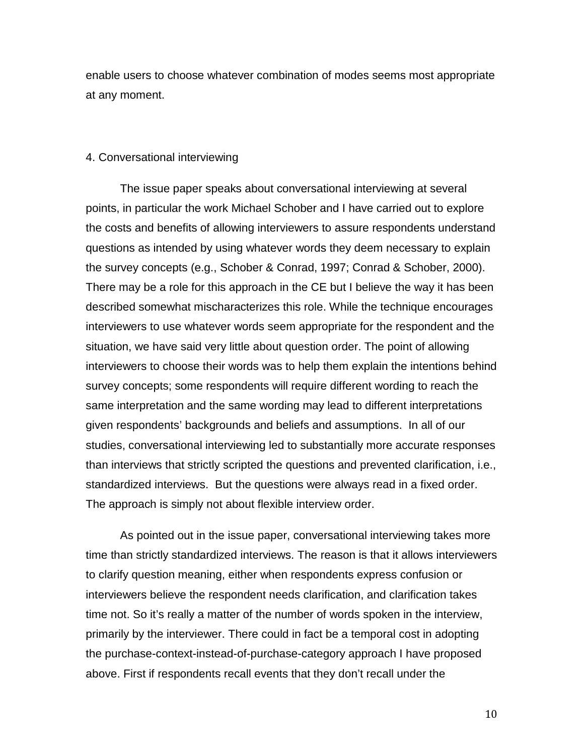enable users to choose whatever combination of modes seems most appropriate at any moment.

## 4. Conversational interviewing

The issue paper speaks about conversational interviewing at several points, in particular the work Michael Schober and I have carried out to explore the costs and benefits of allowing interviewers to assure respondents understand questions as intended by using whatever words they deem necessary to explain the survey concepts (e.g., Schober & Conrad, 1997; Conrad & Schober, 2000). There may be a role for this approach in the CE but I believe the way it has been described somewhat mischaracterizes this role. While the technique encourages interviewers to use whatever words seem appropriate for the respondent and the situation, we have said very little about question order. The point of allowing interviewers to choose their words was to help them explain the intentions behind survey concepts; some respondents will require different wording to reach the same interpretation and the same wording may lead to different interpretations given respondents' backgrounds and beliefs and assumptions. In all of our studies, conversational interviewing led to substantially more accurate responses than interviews that strictly scripted the questions and prevented clarification, i.e., standardized interviews. But the questions were always read in a fixed order. The approach is simply not about flexible interview order.

As pointed out in the issue paper, conversational interviewing takes more time than strictly standardized interviews. The reason is that it allows interviewers to clarify question meaning, either when respondents express confusion or interviewers believe the respondent needs clarification, and clarification takes time not. So it's really a matter of the number of words spoken in the interview, primarily by the interviewer. There could in fact be a temporal cost in adopting the purchase-context-instead-of-purchase-category approach I have proposed above. First if respondents recall events that they don't recall under the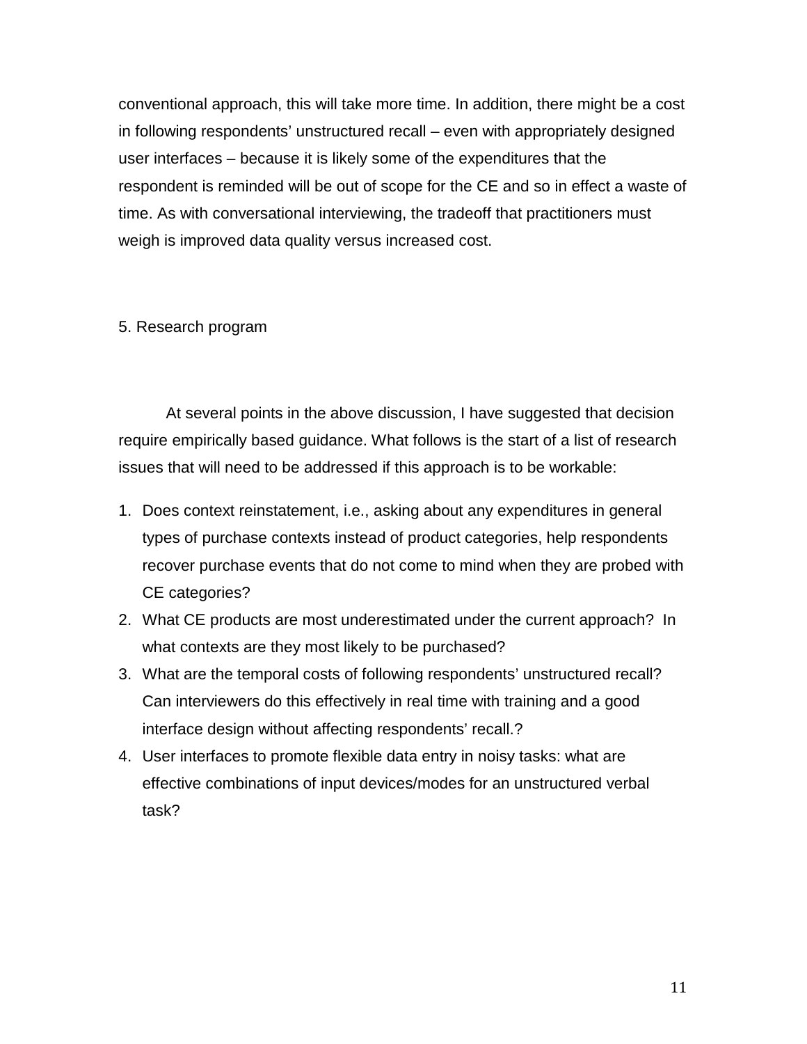conventional approach, this will take more time. In addition, there might be a cost in following respondents' unstructured recall – even with appropriately designed user interfaces – because it is likely some of the expenditures that the respondent is reminded will be out of scope for the CE and so in effect a waste of time. As with conversational interviewing, the tradeoff that practitioners must weigh is improved data quality versus increased cost.

## 5. Research program

At several points in the above discussion, I have suggested that decision require empirically based guidance. What follows is the start of a list of research issues that will need to be addressed if this approach is to be workable:

1. Does context reinstatement, i.e., asking about any expenditures in general types of purchase contexts instead of product categories, help respondents recover purchase events that do not come to mind when they are probed with CE categories?
2. What CE products are most underestimated under the current approach? In what contexts are they most likely to be purchased?
3. What are the temporal costs of following respondents' unstructured recall? Can interviewers do this effectively in real time with training and a good interface design without affecting respondents' recall.?
4. User interfaces to promote flexible data entry in noisy tasks: what are effective combinations of input devices/modes for an unstructured verbal task?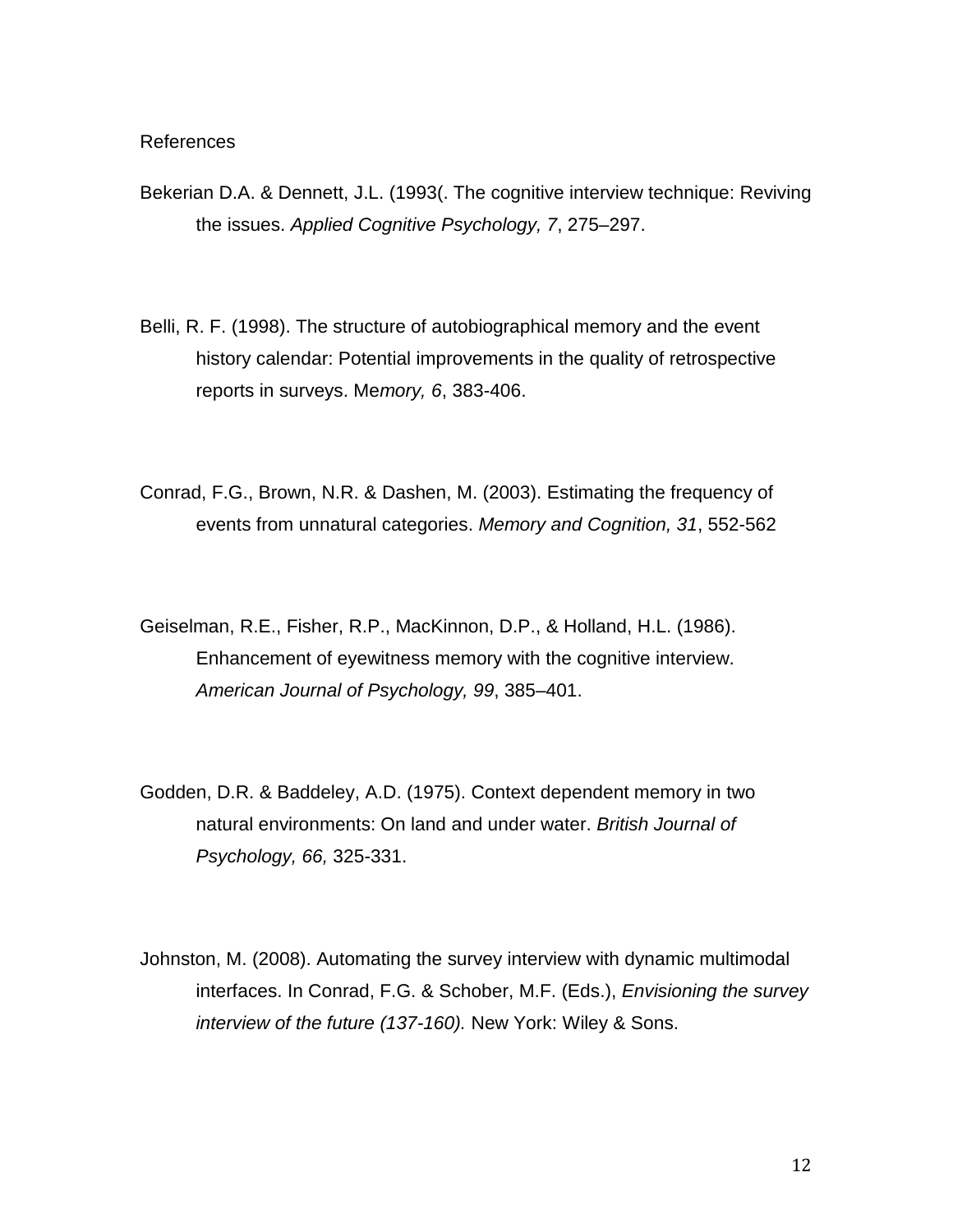References

Bekerian D.A. & Dennett, J.L. (1993(. The cognitive interview technique: Reviving the issues. *Applied Cognitive Psychology, 7*, 275–297.

Belli, R. F. (1998). The structure of autobiographical memory and the event history calendar: Potential improvements in the quality of retrospective reports in surveys. Me*mory, 6*, 383-406.

Conrad, F.G., Brown, N.R. & Dashen, M. (2003). Estimating the frequency of events from unnatural categories. *Memory and Cognition, 31*, 552-562

Geiselman, R.E., Fisher, R.P., MacKinnon, D.P., & Holland, H.L. (1986). Enhancement of eyewitness memory with the cognitive interview. *American Journal of Psychology, 99*, 385–401.

Godden, D.R. & Baddeley, A.D. (1975). Context dependent memory in two natural environments: On land and under water. *British Journal of Psychology, 66,* 325-331.

Johnston, M. (2008). Automating the survey interview with dynamic multimodal interfaces. In Conrad, F.G. & Schober, M.F. (Eds.), *Envisioning the survey interview of the future (137-160).* New York: Wiley & Sons.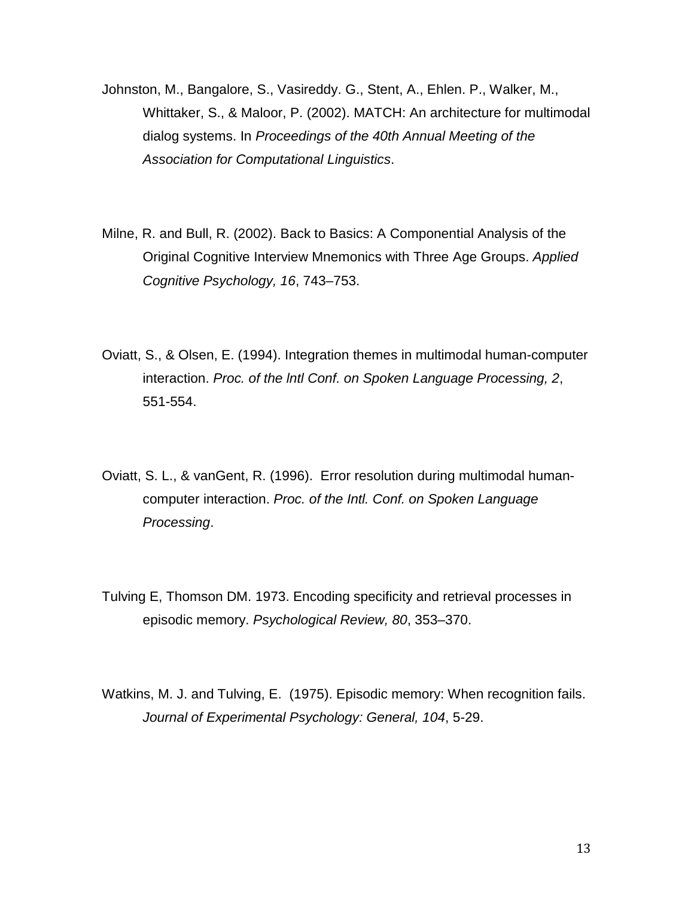Johnston, M., Bangalore, S., Vasireddy. G., Stent, A., Ehlen. P., Walker, M., Whittaker, S., & Maloor, P. (2002). MATCH: An architecture for multimodal dialog systems. In *Proceedings of the 40th Annual Meeting of the Association for Computational Linguistics*.

Milne, R. and Bull, R. (2002). Back to Basics: A Componential Analysis of the Original Cognitive Interview Mnemonics with Three Age Groups. *Applied Cognitive Psychology, 16*, 743–753.

Oviatt, S., & Olsen, E. (1994). Integration themes in multimodal human-computer interaction. *Proc. of the lntl Conf. on Spoken Language Processing, 2*, 551-554.

Oviatt, S. L., & vanGent, R. (1996). Error resolution during multimodal human-computer interaction. *Proc. of the Intl. Conf. on Spoken Language Processing*.

Tulving E, Thomson DM. 1973. Encoding specificity and retrieval processes in episodic memory. *Psychological Review, 80*, 353–370.

Watkins, M. J. and Tulving, E. (1975). Episodic memory: When recognition fails. *Journal of Experimental Psychology: General, 104*, 5-29.